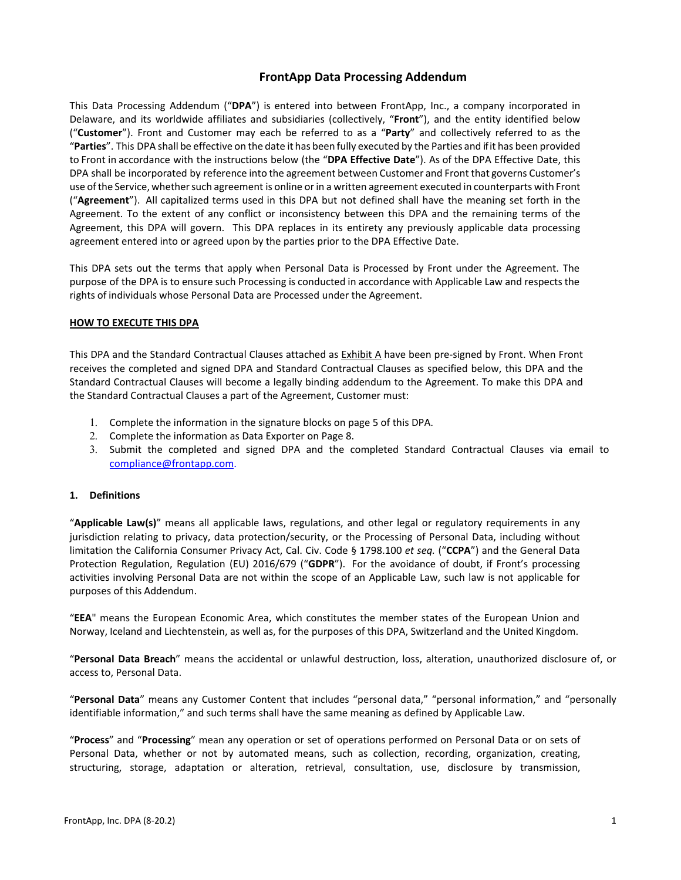# FrontApp Data Processing Addendum

This Data Processing Addendum ("**DPA**") is entered into between FrontApp, Inc., a company incorporated in Delaware, and its worldwide affiliates and subsidiaries (collectively, "**Front**"), and the entity identified below ("**Customer**"). Front and Customer may each be referred to as a "**Party**" and collectively referred to as the "**Parties**". This DPA shall be effective on the date it has been fully executed by the Parties and if it has been provided to Front in accordance with the instructions below (the "**DPA Effective Date**"). As of the DPA Effective Date, this DPA shall be incorporated by reference into the agreement between Customer and Front that governs Customer's use of the Service, whether such agreement is online or in a written agreement executed in counterparts with Front ("**Agreement**"). All capitalized terms used in this DPA but not defined shall have the meaning set forth in the Agreement. To the extent of any conflict or inconsistency between this DPA and the remaining terms of the Agreement, this DPA will govern. This DPA replaces in its entirety any previously applicable data processing agreement entered into or agreed upon by the parties prior to the DPA Effective Date.

This DPA sets out the terms that apply when Personal Data is Processed by Front under the Agreement. The purpose of the DPA is to ensure such Processing is conducted in accordance with Applicable Law and respects the rights of individuals whose Personal Data are Processed under the Agreement.

**HOW TO EXECUTE THIS DPA**

This DPA and the Standard Contractual Clauses attached as Exhibit A have been pre-signed by Front. When Front receives the completed and signed DPA and Standard Contractual Clauses as specified below, this DPA and the Standard Contractual Clauses will become a legally binding addendum to the Agreement. To make this DPA and the Standard Contractual Clauses a part of the Agreement, Customer must:

1. Complete the information in the signature blocks on page 5 of this DPA.
2. Complete the information as Data Exporter on Page 8.
3. Submit the completed and signed DPA and the completed Standard Contractual Clauses via email to compliance@frontapp.com.

**1. Definitions**

"**Applicable Law(s)**" means all applicable laws, regulations, and other legal or regulatory requirements in any jurisdiction relating to privacy, data protection/security, or the Processing of Personal Data, including without limitation the California Consumer Privacy Act, Cal. Civ. Code § 1798.100 *et seq.* ("**CCPA**") and the General Data Protection Regulation, Regulation (EU) 2016/679 ("**GDPR**"). For the avoidance of doubt, if Front's processing activities involving Personal Data are not within the scope of an Applicable Law, such law is not applicable for purposes of this Addendum.

"**EEA**" means the European Economic Area, which constitutes the member states of the European Union and Norway, Iceland and Liechtenstein, as well as, for the purposes of this DPA, Switzerland and the United Kingdom.

"**Personal Data Breach**" means the accidental or unlawful destruction, loss, alteration, unauthorized disclosure of, or access to, Personal Data.

"**Personal Data**" means any Customer Content that includes "personal data," "personal information," and "personally identifiable information," and such terms shall have the same meaning as defined by Applicable Law.

"**Process**" and "**Processing**" mean any operation or set of operations performed on Personal Data or on sets of Personal Data, whether or not by automated means, such as collection, recording, organization, creating, structuring, storage, adaptation or alteration, retrieval, consultation, use, disclosure by transmission,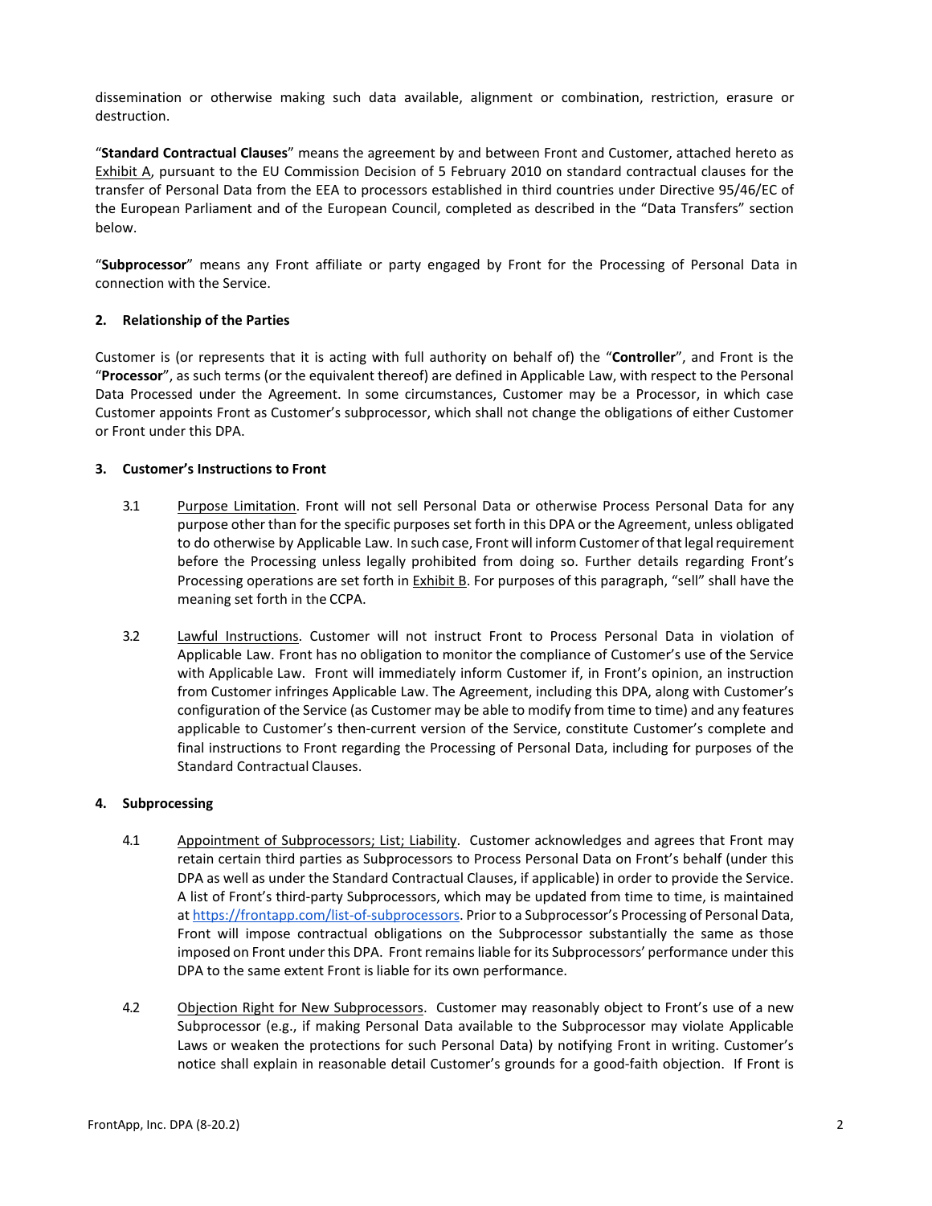dissemination or otherwise making such data available, alignment or combination, restriction, erasure or destruction.

"**Standard Contractual Clauses**" means the agreement by and between Front and Customer, attached hereto as Exhibit A, pursuant to the EU Commission Decision of 5 February 2010 on standard contractual clauses for the transfer of Personal Data from the EEA to processors established in third countries under Directive 95/46/EC of the European Parliament and of the European Council, completed as described in the "Data Transfers" section below.

"**Subprocessor**" means any Front affiliate or party engaged by Front for the Processing of Personal Data in connection with the Service.

## 2. Relationship of the Parties

Customer is (or represents that it is acting with full authority on behalf of) the "**Controller**", and Front is the "**Processor**", as such terms (or the equivalent thereof) are defined in Applicable Law, with respect to the Personal Data Processed under the Agreement. In some circumstances, Customer may be a Processor, in which case Customer appoints Front as Customer's subprocessor, which shall not change the obligations of either Customer or Front under this DPA.

## 3. Customer's Instructions to Front

3.1 Purpose Limitation. Front will not sell Personal Data or otherwise Process Personal Data for any purpose other than for the specific purposes set forth in this DPA or the Agreement, unless obligated to do otherwise by Applicable Law. In such case, Front will inform Customer of that legal requirement before the Processing unless legally prohibited from doing so. Further details regarding Front's Processing operations are set forth in Exhibit B. For purposes of this paragraph, "sell" shall have the meaning set forth in the CCPA.

3.2 Lawful Instructions. Customer will not instruct Front to Process Personal Data in violation of Applicable Law. Front has no obligation to monitor the compliance of Customer's use of the Service with Applicable Law. Front will immediately inform Customer if, in Front's opinion, an instruction from Customer infringes Applicable Law. The Agreement, including this DPA, along with Customer's configuration of the Service (as Customer may be able to modify from time to time) and any features applicable to Customer's then-current version of the Service, constitute Customer's complete and final instructions to Front regarding the Processing of Personal Data, including for purposes of the Standard Contractual Clauses.

## 4. Subprocessing

4.1 Appointment of Subprocessors; List; Liability. Customer acknowledges and agrees that Front may retain certain third parties as Subprocessors to Process Personal Data on Front's behalf (under this DPA as well as under the Standard Contractual Clauses, if applicable) in order to provide the Service. A list of Front's third-party Subprocessors, which may be updated from time to time, is maintained at https://frontapp.com/list-of-subprocessors. Prior to a Subprocessor's Processing of Personal Data, Front will impose contractual obligations on the Subprocessor substantially the same as those imposed on Front under this DPA. Front remains liable for its Subprocessors' performance under this DPA to the same extent Front is liable for its own performance.

4.2 Objection Right for New Subprocessors. Customer may reasonably object to Front's use of a new Subprocessor (e.g., if making Personal Data available to the Subprocessor may violate Applicable Laws or weaken the protections for such Personal Data) by notifying Front in writing. Customer's notice shall explain in reasonable detail Customer's grounds for a good-faith objection. If Front is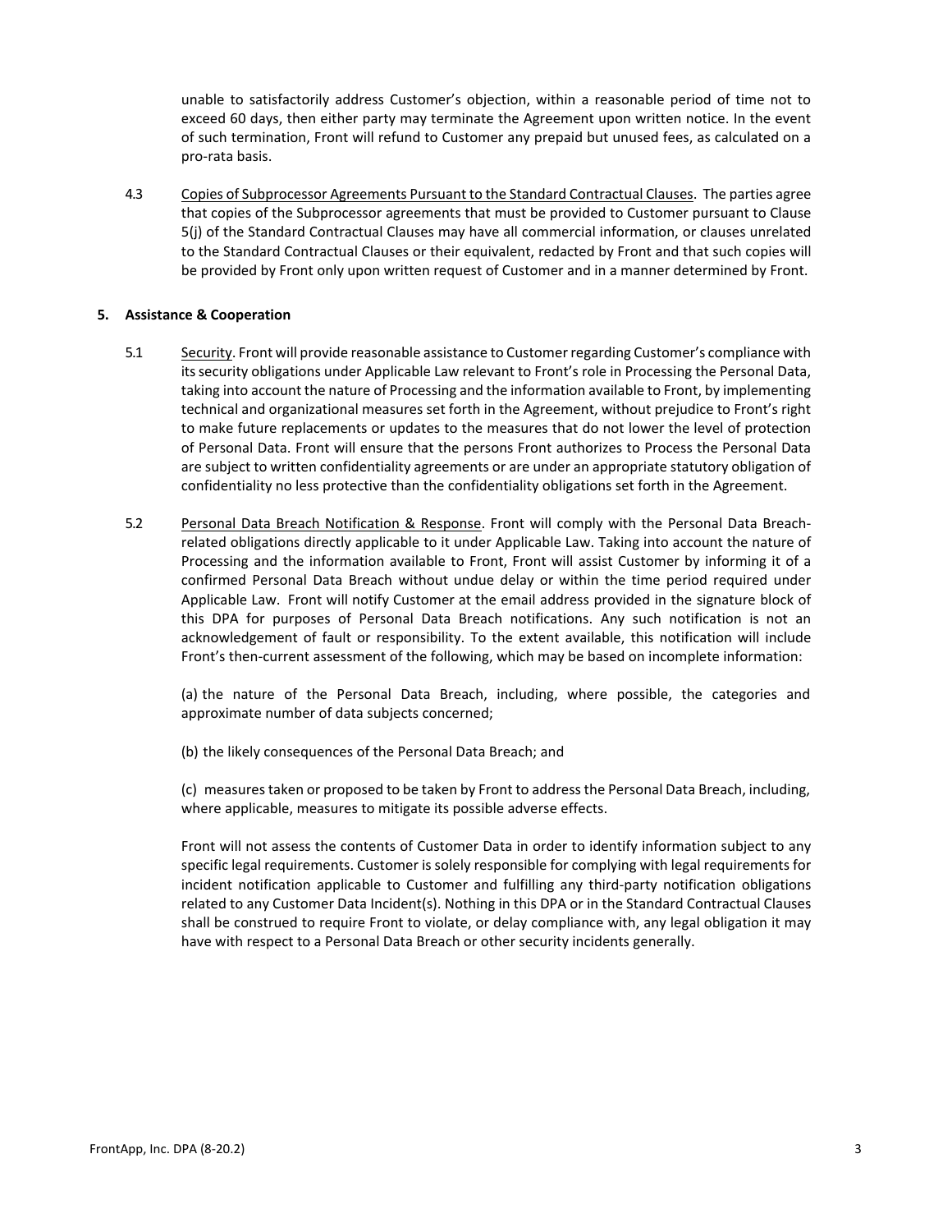unable to satisfactorily address Customer's objection, within a reasonable period of time not to exceed 60 days, then either party may terminate the Agreement upon written notice. In the event of such termination, Front will refund to Customer any prepaid but unused fees, as calculated on a pro-rata basis.

4.3 Copies of Subprocessor Agreements Pursuant to the Standard Contractual Clauses. The parties agree that copies of the Subprocessor agreements that must be provided to Customer pursuant to Clause 5(j) of the Standard Contractual Clauses may have all commercial information, or clauses unrelated to the Standard Contractual Clauses or their equivalent, redacted by Front and that such copies will be provided by Front only upon written request of Customer and in a manner determined by Front.

**5. Assistance & Cooperation**

5.1 Security. Front will provide reasonable assistance to Customer regarding Customer's compliance with its security obligations under Applicable Law relevant to Front's role in Processing the Personal Data, taking into account the nature of Processing and the information available to Front, by implementing technical and organizational measures set forth in the Agreement, without prejudice to Front's right to make future replacements or updates to the measures that do not lower the level of protection of Personal Data. Front will ensure that the persons Front authorizes to Process the Personal Data are subject to written confidentiality agreements or are under an appropriate statutory obligation of confidentiality no less protective than the confidentiality obligations set forth in the Agreement.

5.2 Personal Data Breach Notification & Response. Front will comply with the Personal Data Breach-related obligations directly applicable to it under Applicable Law. Taking into account the nature of Processing and the information available to Front, Front will assist Customer by informing it of a confirmed Personal Data Breach without undue delay or within the time period required under Applicable Law. Front will notify Customer at the email address provided in the signature block of this DPA for purposes of Personal Data Breach notifications. Any such notification is not an acknowledgement of fault or responsibility. To the extent available, this notification will include Front's then-current assessment of the following, which may be based on incomplete information:

(a) the nature of the Personal Data Breach, including, where possible, the categories and approximate number of data subjects concerned;

(b) the likely consequences of the Personal Data Breach; and

(c) measures taken or proposed to be taken by Front to address the Personal Data Breach, including, where applicable, measures to mitigate its possible adverse effects.

Front will not assess the contents of Customer Data in order to identify information subject to any specific legal requirements. Customer is solely responsible for complying with legal requirements for incident notification applicable to Customer and fulfilling any third-party notification obligations related to any Customer Data Incident(s). Nothing in this DPA or in the Standard Contractual Clauses shall be construed to require Front to violate, or delay compliance with, any legal obligation it may have with respect to a Personal Data Breach or other security incidents generally.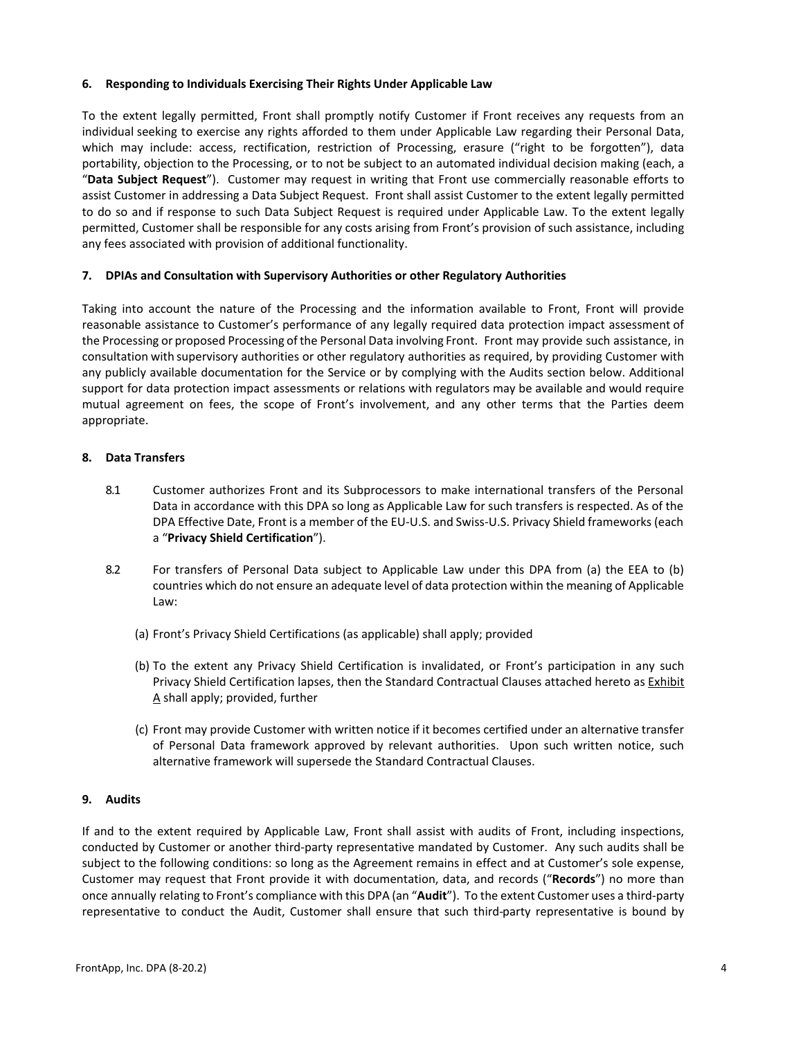### 6. Responding to Individuals Exercising Their Rights Under Applicable Law

To the extent legally permitted, Front shall promptly notify Customer if Front receives any requests from an individual seeking to exercise any rights afforded to them under Applicable Law regarding their Personal Data, which may include: access, rectification, restriction of Processing, erasure ("right to be forgotten"), data portability, objection to the Processing, or to not be subject to an automated individual decision making (each, a "**Data Subject Request**"). Customer may request in writing that Front use commercially reasonable efforts to assist Customer in addressing a Data Subject Request. Front shall assist Customer to the extent legally permitted to do so and if response to such Data Subject Request is required under Applicable Law. To the extent legally permitted, Customer shall be responsible for any costs arising from Front's provision of such assistance, including any fees associated with provision of additional functionality.

### 7. DPIAs and Consultation with Supervisory Authorities or other Regulatory Authorities

Taking into account the nature of the Processing and the information available to Front, Front will provide reasonable assistance to Customer's performance of any legally required data protection impact assessment of the Processing or proposed Processing of the Personal Data involving Front. Front may provide such assistance, in consultation with supervisory authorities or other regulatory authorities as required, by providing Customer with any publicly available documentation for the Service or by complying with the Audits section below. Additional support for data protection impact assessments or relations with regulators may be available and would require mutual agreement on fees, the scope of Front's involvement, and any other terms that the Parties deem appropriate.

### 8. Data Transfers

8.1 Customer authorizes Front and its Subprocessors to make international transfers of the Personal Data in accordance with this DPA so long as Applicable Law for such transfers is respected. As of the DPA Effective Date, Front is a member of the EU-U.S. and Swiss-U.S. Privacy Shield frameworks (each a "**Privacy Shield Certification**").

8.2 For transfers of Personal Data subject to Applicable Law under this DPA from (a) the EEA to (b) countries which do not ensure an adequate level of data protection within the meaning of Applicable Law:

(a) Front's Privacy Shield Certifications (as applicable) shall apply; provided

(b) To the extent any Privacy Shield Certification is invalidated, or Front's participation in any such Privacy Shield Certification lapses, then the Standard Contractual Clauses attached hereto as Exhibit A shall apply; provided, further

(c) Front may provide Customer with written notice if it becomes certified under an alternative transfer of Personal Data framework approved by relevant authorities. Upon such written notice, such alternative framework will supersede the Standard Contractual Clauses.

### 9. Audits

If and to the extent required by Applicable Law, Front shall assist with audits of Front, including inspections, conducted by Customer or another third-party representative mandated by Customer. Any such audits shall be subject to the following conditions: so long as the Agreement remains in effect and at Customer's sole expense, Customer may request that Front provide it with documentation, data, and records ("**Records**") no more than once annually relating to Front's compliance with this DPA (an "**Audit**"). To the extent Customer uses a third-party representative to conduct the Audit, Customer shall ensure that such third-party representative is bound by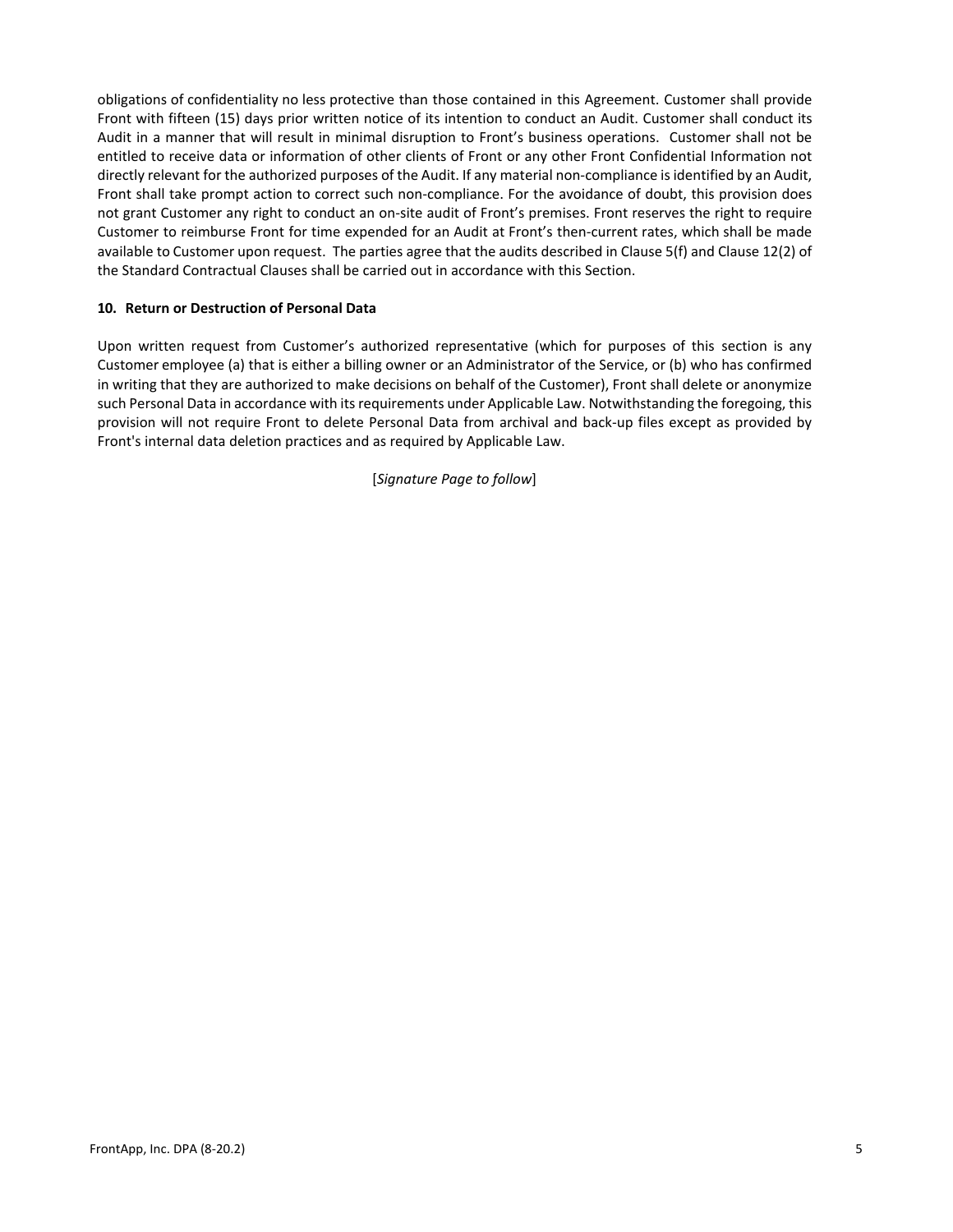obligations of confidentiality no less protective than those contained in this Agreement. Customer shall provide Front with fifteen (15) days prior written notice of its intention to conduct an Audit. Customer shall conduct its Audit in a manner that will result in minimal disruption to Front's business operations. Customer shall not be entitled to receive data or information of other clients of Front or any other Front Confidential Information not directly relevant for the authorized purposes of the Audit. If any material non-compliance is identified by an Audit, Front shall take prompt action to correct such non-compliance. For the avoidance of doubt, this provision does not grant Customer any right to conduct an on-site audit of Front's premises. Front reserves the right to require Customer to reimburse Front for time expended for an Audit at Front's then-current rates, which shall be made available to Customer upon request. The parties agree that the audits described in Clause 5(f) and Clause 12(2) of the Standard Contractual Clauses shall be carried out in accordance with this Section.

**10. Return or Destruction of Personal Data**

Upon written request from Customer's authorized representative (which for purposes of this section is any Customer employee (a) that is either a billing owner or an Administrator of the Service, or (b) who has confirmed in writing that they are authorized to make decisions on behalf of the Customer), Front shall delete or anonymize such Personal Data in accordance with its requirements under Applicable Law. Notwithstanding the foregoing, this provision will not require Front to delete Personal Data from archival and back-up files except as provided by Front's internal data deletion practices and as required by Applicable Law.

[*Signature Page to follow*]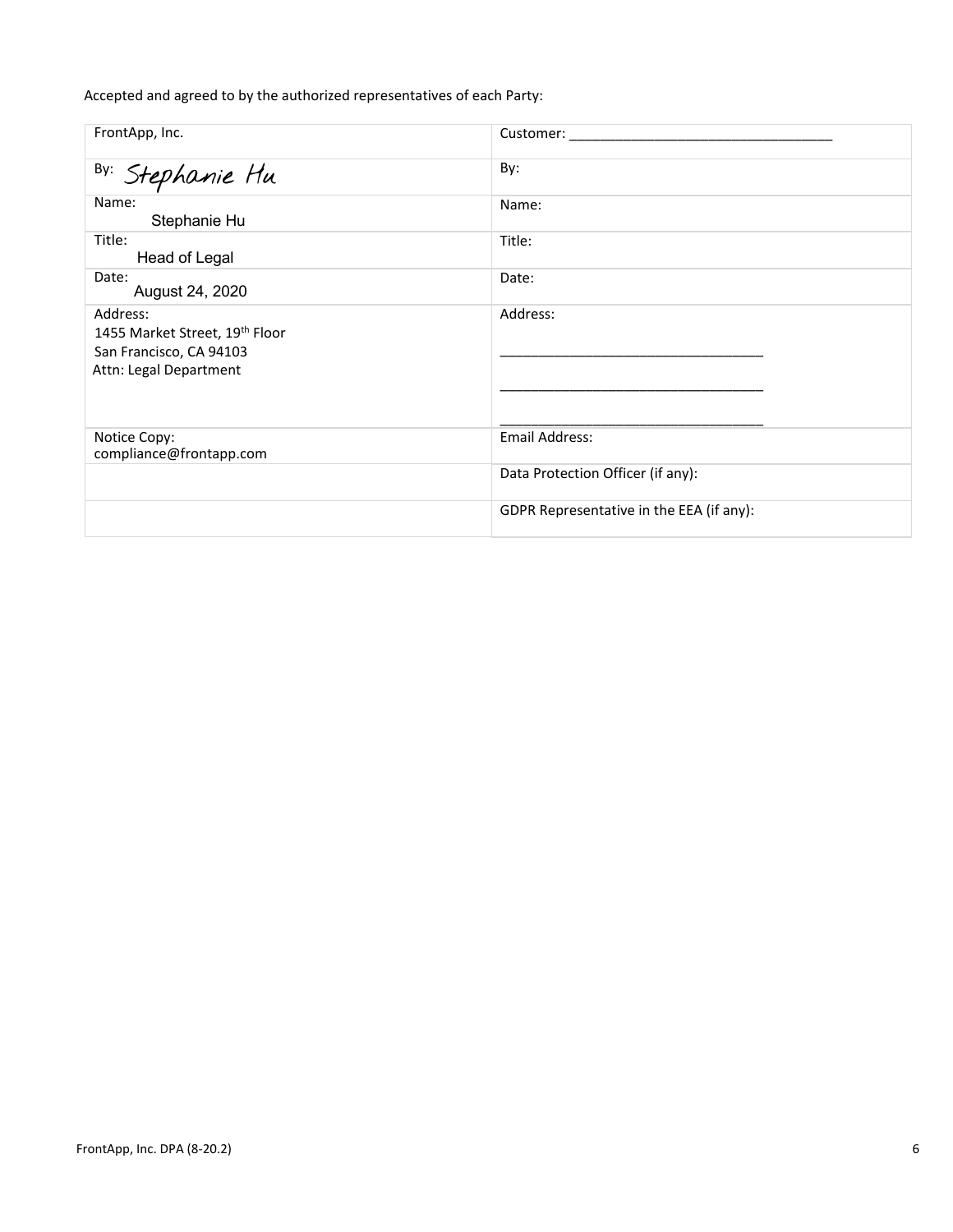Accepted and agreed to by the authorized representatives of each Party:

| FrontApp, Inc. | Customer: ___________________________________ |
|---|---|
| By: Stephanie Hu | By: |
| Name: Stephanie Hu | Name: |
| Title: Head of Legal | Title: |
| Date: August 24, 2020 | Date: |
| Address:<br>1455 Market Street, 19th Floor<br>San Francisco, CA 94103<br>Attn: Legal Department | Address:<br>___________________________________<br>___________________________________<br>___________________________________ |
| Notice Copy:<br>compliance@frontapp.com | Email Address: |
| | Data Protection Officer (if any): |
| | GDPR Representative in the EEA (if any): |

FrontApp, Inc. DPA (8-20.2)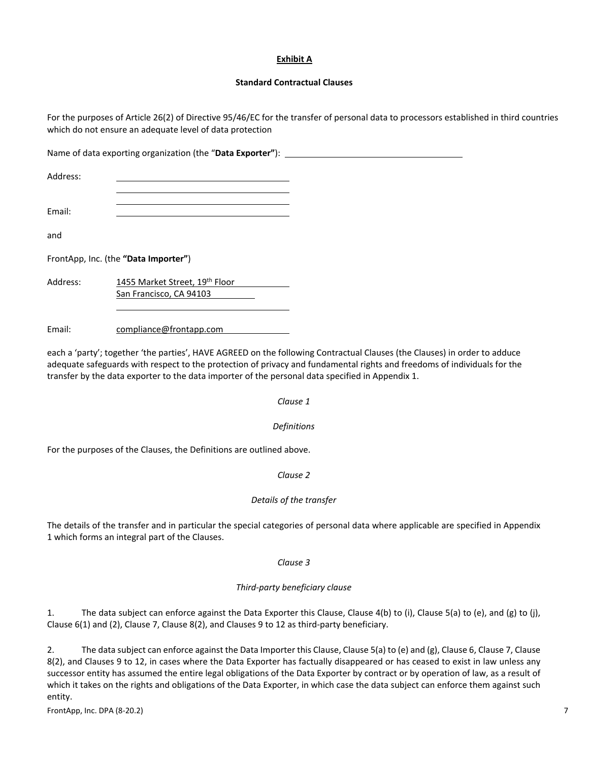**Exhibit A**

**Standard Contractual Clauses**

For the purposes of Article 26(2) of Directive 95/46/EC for the transfer of personal data to processors established in third countries which do not ensure an adequate level of data protection

Name of data exporting organization (the "**Data Exporter"**): ______________________________

Address: ______________________________
______________________________
______________________________

Email: ______________________________

and

FrontApp, Inc. (the **"Data Importer"**)

Address: 1455 Market Street, 19th Floor
San Francisco, CA 94103

Email: compliance@frontapp.com

each a 'party'; together 'the parties', HAVE AGREED on the following Contractual Clauses (the Clauses) in order to adduce adequate safeguards with respect to the protection of privacy and fundamental rights and freedoms of individuals for the transfer by the data exporter to the data importer of the personal data specified in Appendix 1.

*Clause 1*

*Definitions*

For the purposes of the Clauses, the Definitions are outlined above.

*Clause 2*

*Details of the transfer*

The details of the transfer and in particular the special categories of personal data where applicable are specified in Appendix 1 which forms an integral part of the Clauses.

*Clause 3*

*Third-party beneficiary clause*

1. The data subject can enforce against the Data Exporter this Clause, Clause 4(b) to (i), Clause 5(a) to (e), and (g) to (j), Clause 6(1) and (2), Clause 7, Clause 8(2), and Clauses 9 to 12 as third-party beneficiary.

2. The data subject can enforce against the Data Importer this Clause, Clause 5(a) to (e) and (g), Clause 6, Clause 7, Clause 8(2), and Clauses 9 to 12, in cases where the Data Exporter has factually disappeared or has ceased to exist in law unless any successor entity has assumed the entire legal obligations of the Data Exporter by contract or by operation of law, as a result of which it takes on the rights and obligations of the Data Exporter, in which case the data subject can enforce them against such entity.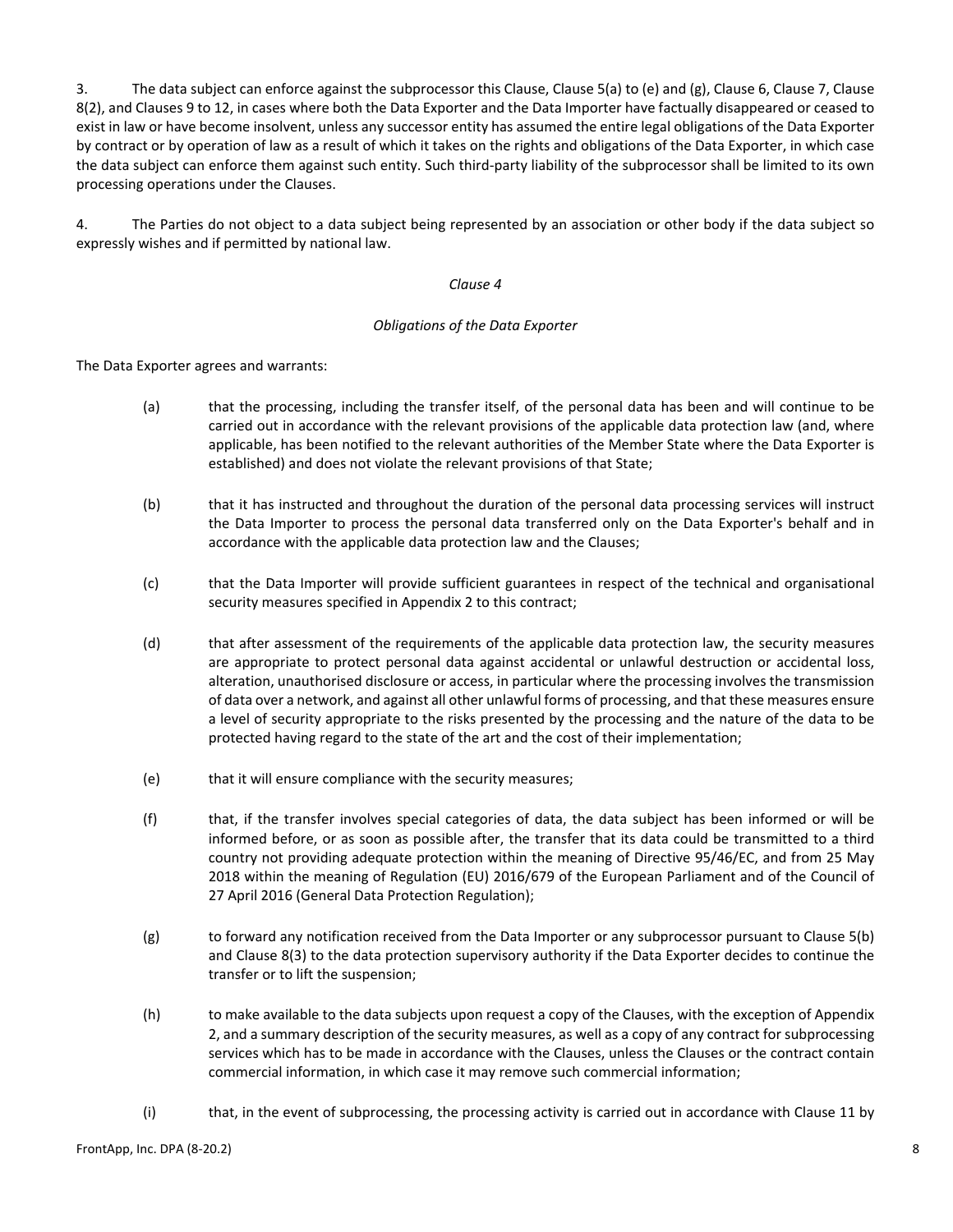3. The data subject can enforce against the subprocessor this Clause, Clause 5(a) to (e) and (g), Clause 6, Clause 7, Clause 8(2), and Clauses 9 to 12, in cases where both the Data Exporter and the Data Importer have factually disappeared or ceased to exist in law or have become insolvent, unless any successor entity has assumed the entire legal obligations of the Data Exporter by contract or by operation of law as a result of which it takes on the rights and obligations of the Data Exporter, in which case the data subject can enforce them against such entity. Such third-party liability of the subprocessor shall be limited to its own processing operations under the Clauses.

4. The Parties do not object to a data subject being represented by an association or other body if the data subject so expressly wishes and if permitted by national law.

*Clause 4*

*Obligations of the Data Exporter*

The Data Exporter agrees and warrants:

(a) that the processing, including the transfer itself, of the personal data has been and will continue to be carried out in accordance with the relevant provisions of the applicable data protection law (and, where applicable, has been notified to the relevant authorities of the Member State where the Data Exporter is established) and does not violate the relevant provisions of that State;

(b) that it has instructed and throughout the duration of the personal data processing services will instruct the Data Importer to process the personal data transferred only on the Data Exporter's behalf and in accordance with the applicable data protection law and the Clauses;

(c) that the Data Importer will provide sufficient guarantees in respect of the technical and organisational security measures specified in Appendix 2 to this contract;

(d) that after assessment of the requirements of the applicable data protection law, the security measures are appropriate to protect personal data against accidental or unlawful destruction or accidental loss, alteration, unauthorised disclosure or access, in particular where the processing involves the transmission of data over a network, and against all other unlawful forms of processing, and that these measures ensure a level of security appropriate to the risks presented by the processing and the nature of the data to be protected having regard to the state of the art and the cost of their implementation;

(e) that it will ensure compliance with the security measures;

(f) that, if the transfer involves special categories of data, the data subject has been informed or will be informed before, or as soon as possible after, the transfer that its data could be transmitted to a third country not providing adequate protection within the meaning of Directive 95/46/EC, and from 25 May 2018 within the meaning of Regulation (EU) 2016/679 of the European Parliament and of the Council of 27 April 2016 (General Data Protection Regulation);

(g) to forward any notification received from the Data Importer or any subprocessor pursuant to Clause 5(b) and Clause 8(3) to the data protection supervisory authority if the Data Exporter decides to continue the transfer or to lift the suspension;

(h) to make available to the data subjects upon request a copy of the Clauses, with the exception of Appendix 2, and a summary description of the security measures, as well as a copy of any contract for subprocessing services which has to be made in accordance with the Clauses, unless the Clauses or the contract contain commercial information, in which case it may remove such commercial information;

(i) that, in the event of subprocessing, the processing activity is carried out in accordance with Clause 11 by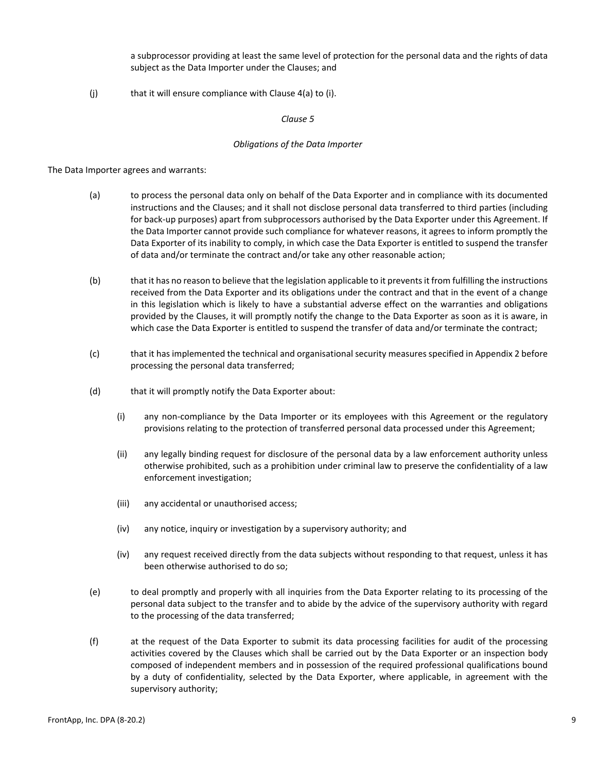a subprocessor providing at least the same level of protection for the personal data and the rights of data subject as the Data Importer under the Clauses; and

(j) that it will ensure compliance with Clause 4(a) to (i).

*Clause 5*

*Obligations of the Data Importer*

The Data Importer agrees and warrants:

(a) to process the personal data only on behalf of the Data Exporter and in compliance with its documented instructions and the Clauses; and it shall not disclose personal data transferred to third parties (including for back-up purposes) apart from subprocessors authorised by the Data Exporter under this Agreement. If the Data Importer cannot provide such compliance for whatever reasons, it agrees to inform promptly the Data Exporter of its inability to comply, in which case the Data Exporter is entitled to suspend the transfer of data and/or terminate the contract and/or take any other reasonable action;

(b) that it has no reason to believe that the legislation applicable to it prevents it from fulfilling the instructions received from the Data Exporter and its obligations under the contract and that in the event of a change in this legislation which is likely to have a substantial adverse effect on the warranties and obligations provided by the Clauses, it will promptly notify the change to the Data Exporter as soon as it is aware, in which case the Data Exporter is entitled to suspend the transfer of data and/or terminate the contract;

(c) that it has implemented the technical and organisational security measures specified in Appendix 2 before processing the personal data transferred;

(d) that it will promptly notify the Data Exporter about:

(i) any non-compliance by the Data Importer or its employees with this Agreement or the regulatory provisions relating to the protection of transferred personal data processed under this Agreement;

(ii) any legally binding request for disclosure of the personal data by a law enforcement authority unless otherwise prohibited, such as a prohibition under criminal law to preserve the confidentiality of a law enforcement investigation;

(iii) any accidental or unauthorised access;

(iv) any notice, inquiry or investigation by a supervisory authority; and

(iv) any request received directly from the data subjects without responding to that request, unless it has been otherwise authorised to do so;

(e) to deal promptly and properly with all inquiries from the Data Exporter relating to its processing of the personal data subject to the transfer and to abide by the advice of the supervisory authority with regard to the processing of the data transferred;

(f) at the request of the Data Exporter to submit its data processing facilities for audit of the processing activities covered by the Clauses which shall be carried out by the Data Exporter or an inspection body composed of independent members and in possession of the required professional qualifications bound by a duty of confidentiality, selected by the Data Exporter, where applicable, in agreement with the supervisory authority;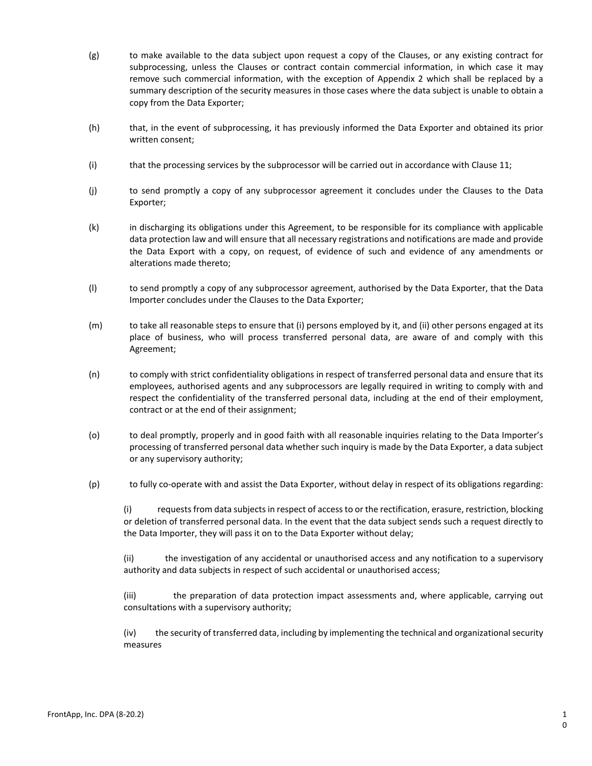(g) to make available to the data subject upon request a copy of the Clauses, or any existing contract for subprocessing, unless the Clauses or contract contain commercial information, in which case it may remove such commercial information, with the exception of Appendix 2 which shall be replaced by a summary description of the security measures in those cases where the data subject is unable to obtain a copy from the Data Exporter;

(h) that, in the event of subprocessing, it has previously informed the Data Exporter and obtained its prior written consent;

(i) that the processing services by the subprocessor will be carried out in accordance with Clause 11;

(j) to send promptly a copy of any subprocessor agreement it concludes under the Clauses to the Data Exporter;

(k) in discharging its obligations under this Agreement, to be responsible for its compliance with applicable data protection law and will ensure that all necessary registrations and notifications are made and provide the Data Export with a copy, on request, of evidence of such and evidence of any amendments or alterations made thereto;

(l) to send promptly a copy of any subprocessor agreement, authorised by the Data Exporter, that the Data Importer concludes under the Clauses to the Data Exporter;

(m) to take all reasonable steps to ensure that (i) persons employed by it, and (ii) other persons engaged at its place of business, who will process transferred personal data, are aware of and comply with this Agreement;

(n) to comply with strict confidentiality obligations in respect of transferred personal data and ensure that its employees, authorised agents and any subprocessors are legally required in writing to comply with and respect the confidentiality of the transferred personal data, including at the end of their employment, contract or at the end of their assignment;

(o) to deal promptly, properly and in good faith with all reasonable inquiries relating to the Data Importer's processing of transferred personal data whether such inquiry is made by the Data Exporter, a data subject or any supervisory authority;

(p) to fully co-operate with and assist the Data Exporter, without delay in respect of its obligations regarding:

(i) requests from data subjects in respect of access to or the rectification, erasure, restriction, blocking or deletion of transferred personal data. In the event that the data subject sends such a request directly to the Data Importer, they will pass it on to the Data Exporter without delay;

(ii) the investigation of any accidental or unauthorised access and any notification to a supervisory authority and data subjects in respect of such accidental or unauthorised access;

(iii) the preparation of data protection impact assessments and, where applicable, carrying out consultations with a supervisory authority;

(iv) the security of transferred data, including by implementing the technical and organizational security measures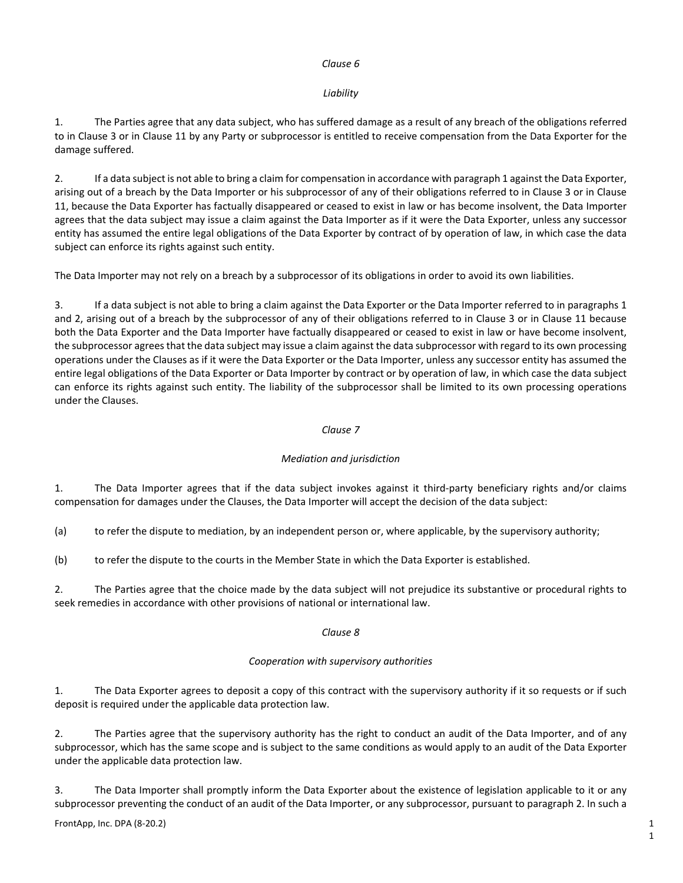*Clause 6*

*Liability*

1. The Parties agree that any data subject, who has suffered damage as a result of any breach of the obligations referred to in Clause 3 or in Clause 11 by any Party or subprocessor is entitled to receive compensation from the Data Exporter for the damage suffered.

2. If a data subject is not able to bring a claim for compensation in accordance with paragraph 1 against the Data Exporter, arising out of a breach by the Data Importer or his subprocessor of any of their obligations referred to in Clause 3 or in Clause 11, because the Data Exporter has factually disappeared or ceased to exist in law or has become insolvent, the Data Importer agrees that the data subject may issue a claim against the Data Importer as if it were the Data Exporter, unless any successor entity has assumed the entire legal obligations of the Data Exporter by contract of by operation of law, in which case the data subject can enforce its rights against such entity.

The Data Importer may not rely on a breach by a subprocessor of its obligations in order to avoid its own liabilities.

3. If a data subject is not able to bring a claim against the Data Exporter or the Data Importer referred to in paragraphs 1 and 2, arising out of a breach by the subprocessor of any of their obligations referred to in Clause 3 or in Clause 11 because both the Data Exporter and the Data Importer have factually disappeared or ceased to exist in law or have become insolvent, the subprocessor agrees that the data subject may issue a claim against the data subprocessor with regard to its own processing operations under the Clauses as if it were the Data Exporter or the Data Importer, unless any successor entity has assumed the entire legal obligations of the Data Exporter or Data Importer by contract or by operation of law, in which case the data subject can enforce its rights against such entity. The liability of the subprocessor shall be limited to its own processing operations under the Clauses.

*Clause 7*

*Mediation and jurisdiction*

1. The Data Importer agrees that if the data subject invokes against it third-party beneficiary rights and/or claims compensation for damages under the Clauses, the Data Importer will accept the decision of the data subject:

(a) to refer the dispute to mediation, by an independent person or, where applicable, by the supervisory authority;

(b) to refer the dispute to the courts in the Member State in which the Data Exporter is established.

2. The Parties agree that the choice made by the data subject will not prejudice its substantive or procedural rights to seek remedies in accordance with other provisions of national or international law.

*Clause 8*

*Cooperation with supervisory authorities*

1. The Data Exporter agrees to deposit a copy of this contract with the supervisory authority if it so requests or if such deposit is required under the applicable data protection law.

2. The Parties agree that the supervisory authority has the right to conduct an audit of the Data Importer, and of any subprocessor, which has the same scope and is subject to the same conditions as would apply to an audit of the Data Exporter under the applicable data protection law.

3. The Data Importer shall promptly inform the Data Exporter about the existence of legislation applicable to it or any subprocessor preventing the conduct of an audit of the Data Importer, or any subprocessor, pursuant to paragraph 2. In such a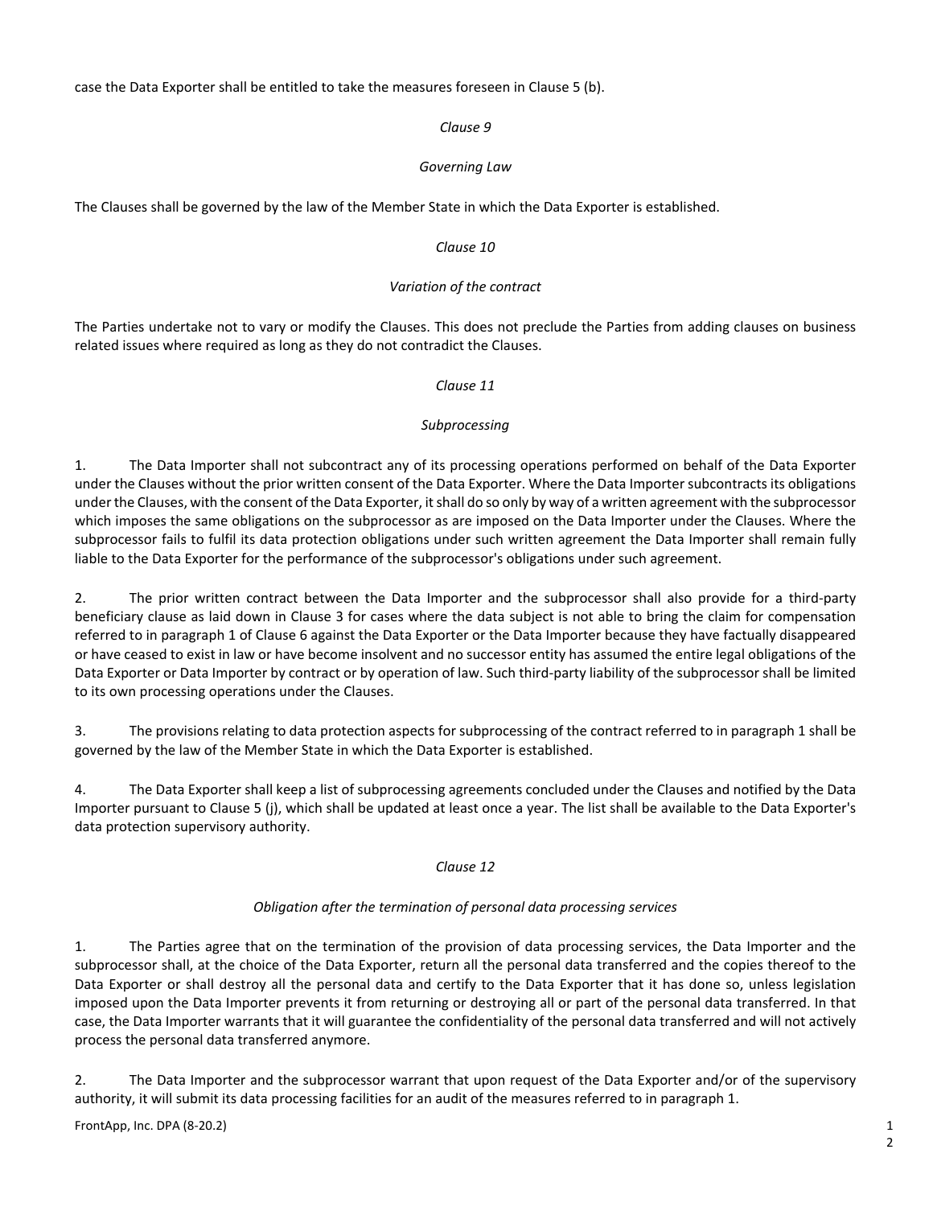case the Data Exporter shall be entitled to take the measures foreseen in Clause 5 (b).

*Clause 9*

*Governing Law*

The Clauses shall be governed by the law of the Member State in which the Data Exporter is established.

*Clause 10*

*Variation of the contract*

The Parties undertake not to vary or modify the Clauses. This does not preclude the Parties from adding clauses on business related issues where required as long as they do not contradict the Clauses.

*Clause 11*

*Subprocessing*

1. The Data Importer shall not subcontract any of its processing operations performed on behalf of the Data Exporter under the Clauses without the prior written consent of the Data Exporter. Where the Data Importer subcontracts its obligations under the Clauses, with the consent of the Data Exporter, it shall do so only by way of a written agreement with the subprocessor which imposes the same obligations on the subprocessor as are imposed on the Data Importer under the Clauses. Where the subprocessor fails to fulfil its data protection obligations under such written agreement the Data Importer shall remain fully liable to the Data Exporter for the performance of the subprocessor's obligations under such agreement.

2. The prior written contract between the Data Importer and the subprocessor shall also provide for a third-party beneficiary clause as laid down in Clause 3 for cases where the data subject is not able to bring the claim for compensation referred to in paragraph 1 of Clause 6 against the Data Exporter or the Data Importer because they have factually disappeared or have ceased to exist in law or have become insolvent and no successor entity has assumed the entire legal obligations of the Data Exporter or Data Importer by contract or by operation of law. Such third-party liability of the subprocessor shall be limited to its own processing operations under the Clauses.

3. The provisions relating to data protection aspects for subprocessing of the contract referred to in paragraph 1 shall be governed by the law of the Member State in which the Data Exporter is established.

4. The Data Exporter shall keep a list of subprocessing agreements concluded under the Clauses and notified by the Data Importer pursuant to Clause 5 (j), which shall be updated at least once a year. The list shall be available to the Data Exporter's data protection supervisory authority.

*Clause 12*

*Obligation after the termination of personal data processing services*

1. The Parties agree that on the termination of the provision of data processing services, the Data Importer and the subprocessor shall, at the choice of the Data Exporter, return all the personal data transferred and the copies thereof to the Data Exporter or shall destroy all the personal data and certify to the Data Exporter that it has done so, unless legislation imposed upon the Data Importer prevents it from returning or destroying all or part of the personal data transferred. In that case, the Data Importer warrants that it will guarantee the confidentiality of the personal data transferred and will not actively process the personal data transferred anymore.

2. The Data Importer and the subprocessor warrant that upon request of the Data Exporter and/or of the supervisory authority, it will submit its data processing facilities for an audit of the measures referred to in paragraph 1.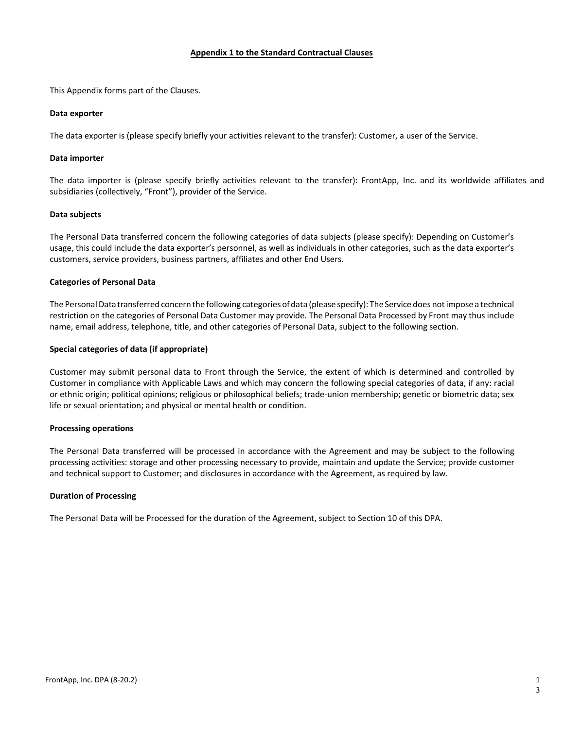## Appendix 1 to the Standard Contractual Clauses

This Appendix forms part of the Clauses.

**Data exporter**

The data exporter is (please specify briefly your activities relevant to the transfer): Customer, a user of the Service.

**Data importer**

The data importer is (please specify briefly activities relevant to the transfer): FrontApp, Inc. and its worldwide affiliates and subsidiaries (collectively, "Front"), provider of the Service.

**Data subjects**

The Personal Data transferred concern the following categories of data subjects (please specify): Depending on Customer's usage, this could include the data exporter's personnel, as well as individuals in other categories, such as the data exporter's customers, service providers, business partners, affiliates and other End Users.

**Categories of Personal Data**

The Personal Data transferred concern the following categories of data (please specify): The Service does not impose a technical restriction on the categories of Personal Data Customer may provide. The Personal Data Processed by Front may thus include name, email address, telephone, title, and other categories of Personal Data, subject to the following section.

**Special categories of data (if appropriate)**

Customer may submit personal data to Front through the Service, the extent of which is determined and controlled by Customer in compliance with Applicable Laws and which may concern the following special categories of data, if any: racial or ethnic origin; political opinions; religious or philosophical beliefs; trade-union membership; genetic or biometric data; sex life or sexual orientation; and physical or mental health or condition.

**Processing operations**

The Personal Data transferred will be processed in accordance with the Agreement and may be subject to the following processing activities: storage and other processing necessary to provide, maintain and update the Service; provide customer and technical support to Customer; and disclosures in accordance with the Agreement, as required by law.

**Duration of Processing**

The Personal Data will be Processed for the duration of the Agreement, subject to Section 10 of this DPA.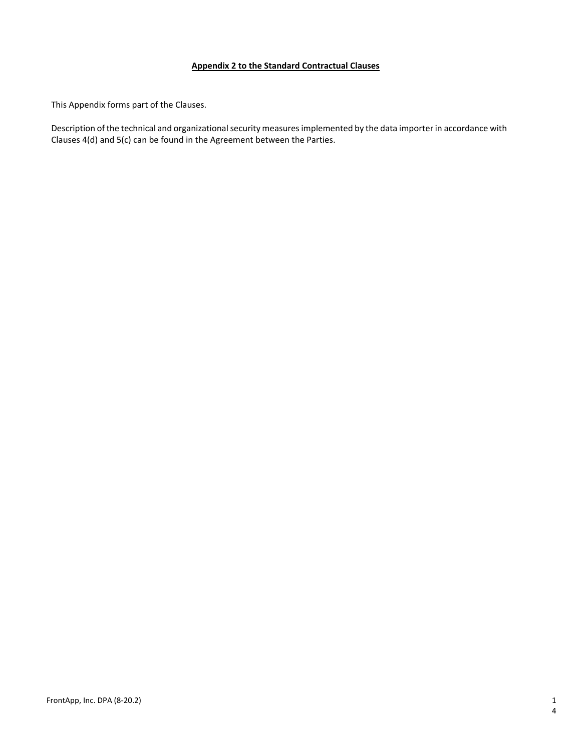**Appendix 2 to the Standard Contractual Clauses**

This Appendix forms part of the Clauses.

Description of the technical and organizational security measures implemented by the data importer in accordance with Clauses 4(d) and 5(c) can be found in the Agreement between the Parties.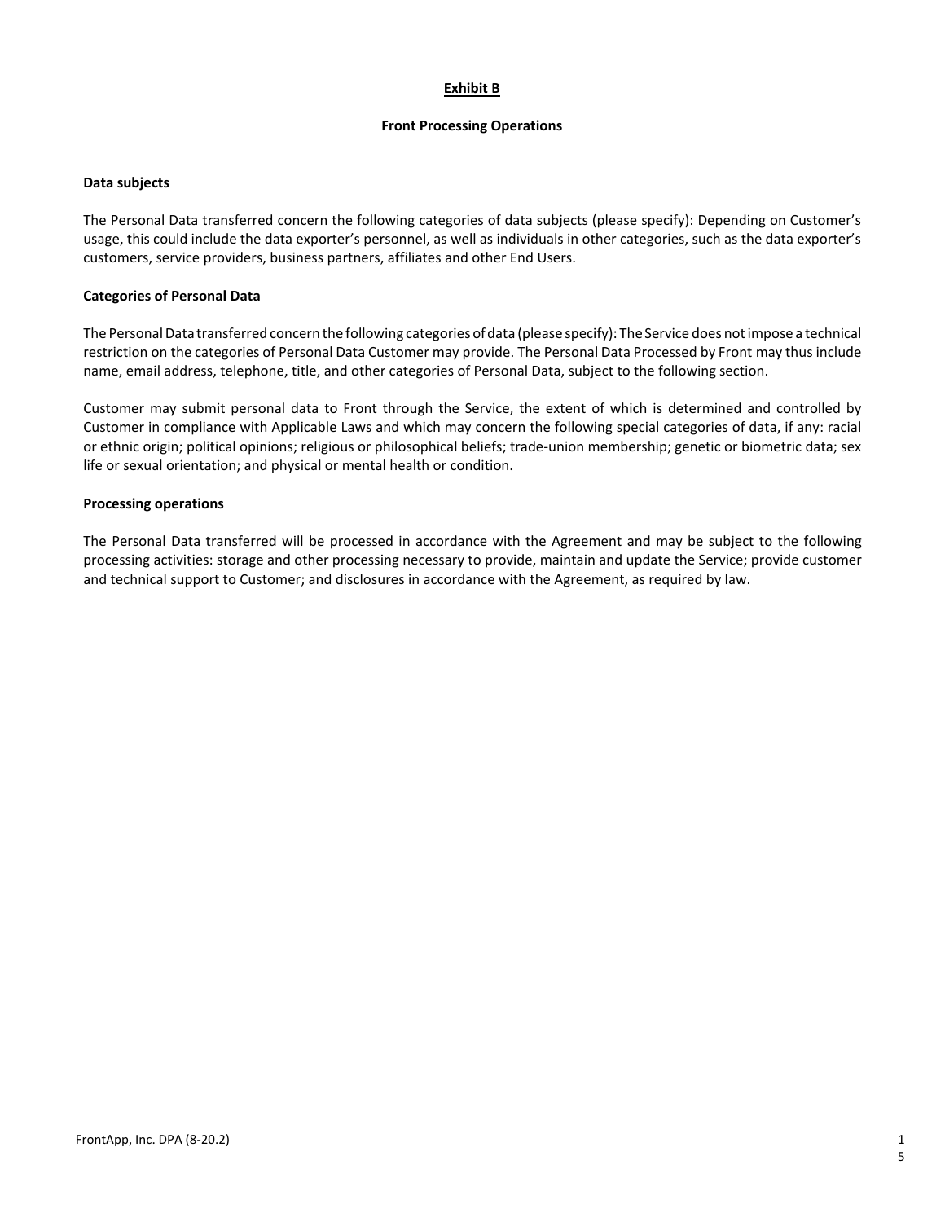# Exhibit B

## Front Processing Operations

**Data subjects**

The Personal Data transferred concern the following categories of data subjects (please specify): Depending on Customer's usage, this could include the data exporter's personnel, as well as individuals in other categories, such as the data exporter's customers, service providers, business partners, affiliates and other End Users.

**Categories of Personal Data**

The Personal Data transferred concern the following categories of data (please specify): The Service does not impose a technical restriction on the categories of Personal Data Customer may provide. The Personal Data Processed by Front may thus include name, email address, telephone, title, and other categories of Personal Data, subject to the following section.

Customer may submit personal data to Front through the Service, the extent of which is determined and controlled by Customer in compliance with Applicable Laws and which may concern the following special categories of data, if any: racial or ethnic origin; political opinions; religious or philosophical beliefs; trade-union membership; genetic or biometric data; sex life or sexual orientation; and physical or mental health or condition.

**Processing operations**

The Personal Data transferred will be processed in accordance with the Agreement and may be subject to the following processing activities: storage and other processing necessary to provide, maintain and update the Service; provide customer and technical support to Customer; and disclosures in accordance with the Agreement, as required by law.